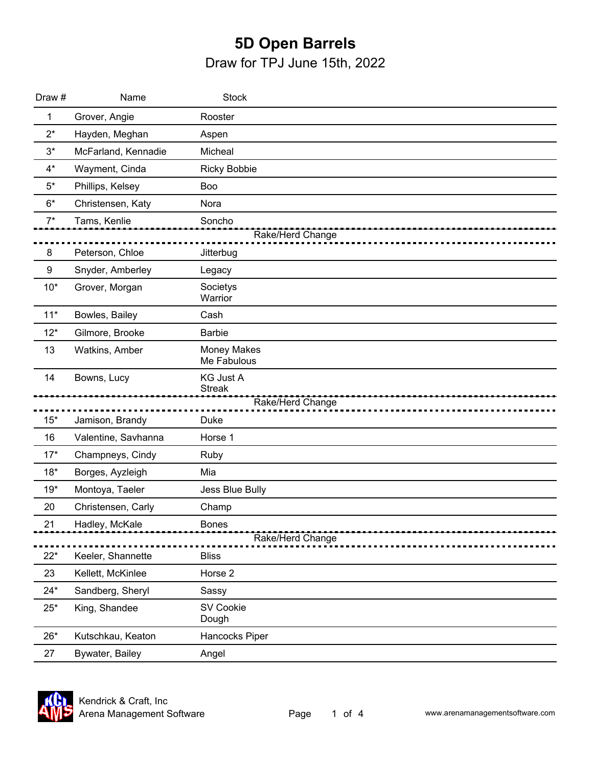# 5D Open Barrels

Draw for TPJ June 15th, 2022

| Draw # | Name | Stock |
|---|---|---|
| 1 | Grover, Angie | Rooster |
| 2* | Hayden, Meghan | Aspen |
| 3* | McFarland, Kennadie | Micheal |
| 4* | Wayment, Cinda | Ricky Bobbie |
| 5* | Phillips, Kelsey | Boo |
| 6* | Christensen, Katy | Nora |
| 7* | Tams, Kenlie | Soncho |
| | | Rake/Herd Change |
| 8 | Peterson, Chloe | Jitterbug |
| 9 | Snyder, Amberley | Legacy |
| 10* | Grover, Morgan | Societys Warrior |
| 11* | Bowles, Bailey | Cash |
| 12* | Gilmore, Brooke | Barbie |
| 13 | Watkins, Amber | Money Makes Me Fabulous |
| 14 | Bowns, Lucy | KG Just A Streak |
| | | Rake/Herd Change |
| 15* | Jamison, Brandy | Duke |
| 16 | Valentine, Savhanna | Horse 1 |
| 17* | Champneys, Cindy | Ruby |
| 18* | Borges, Ayzleigh | Mia |
| 19* | Montoya, Taeler | Jess Blue Bully |
| 20 | Christensen, Carly | Champ |
| 21 | Hadley, McKale | Bones |
| | | Rake/Herd Change |
| 22* | Keeler, Shannette | Bliss |
| 23 | Kellett, McKinlee | Horse 2 |
| 24* | Sandberg, Sheryl | Sassy |
| 25* | King, Shandee | SV Cookie Dough |
| 26* | Kutschkau, Keaton | Hancocks Piper |
| 27 | Bywater, Bailey | Angel |

Kendrick & Craft, Inc
Arena Management Software

www.arenamanagementsoftware.com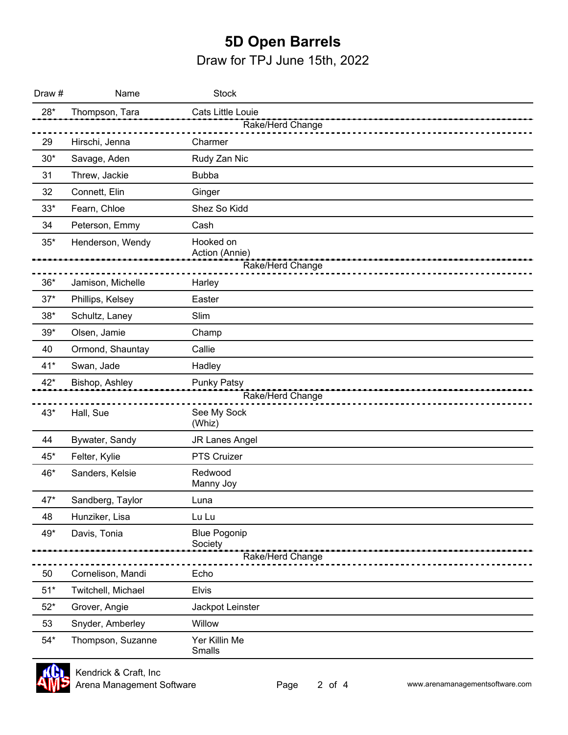# 5D Open Barrels

## Draw for TPJ June 15th, 2022

| Draw # | Name | Stock |
|---|---|---|
| 28* | Thompson, Tara | Cats Little Louie |
| | | Rake/Herd Change |
| 29 | Hirschi, Jenna | Charmer |
| 30* | Savage, Aden | Rudy Zan Nic |
| 31 | Threw, Jackie | Bubba |
| 32 | Connett, Elin | Ginger |
| 33* | Fearn, Chloe | Shez So Kidd |
| 34 | Peterson, Emmy | Cash |
| 35* | Henderson, Wendy | Hooked on Action (Annie) |
| | | Rake/Herd Change |
| 36* | Jamison, Michelle | Harley |
| 37* | Phillips, Kelsey | Easter |
| 38* | Schultz, Laney | Slim |
| 39* | Olsen, Jamie | Champ |
| 40 | Ormond, Shauntay | Callie |
| 41* | Swan, Jade | Hadley |
| 42* | Bishop, Ashley | Punky Patsy |
| | | Rake/Herd Change |
| 43* | Hall, Sue | See My Sock (Whiz) |
| 44 | Bywater, Sandy | JR Lanes Angel |
| 45* | Felter, Kylie | PTS Cruizer |
| 46* | Sanders, Kelsie | Redwood Manny Joy |
| 47* | Sandberg, Taylor | Luna |
| 48 | Hunziker, Lisa | Lu Lu |
| 49* | Davis, Tonia | Blue Pogonip Society |
| | | Rake/Herd Change |
| 50 | Cornelison, Mandi | Echo |
| 51* | Twitchell, Michael | Elvis |
| 52* | Grover, Angie | Jackpot Leinster |
| 53 | Snyder, Amberley | Willow |
| 54* | Thompson, Suzanne | Yer Killin Me Smalls |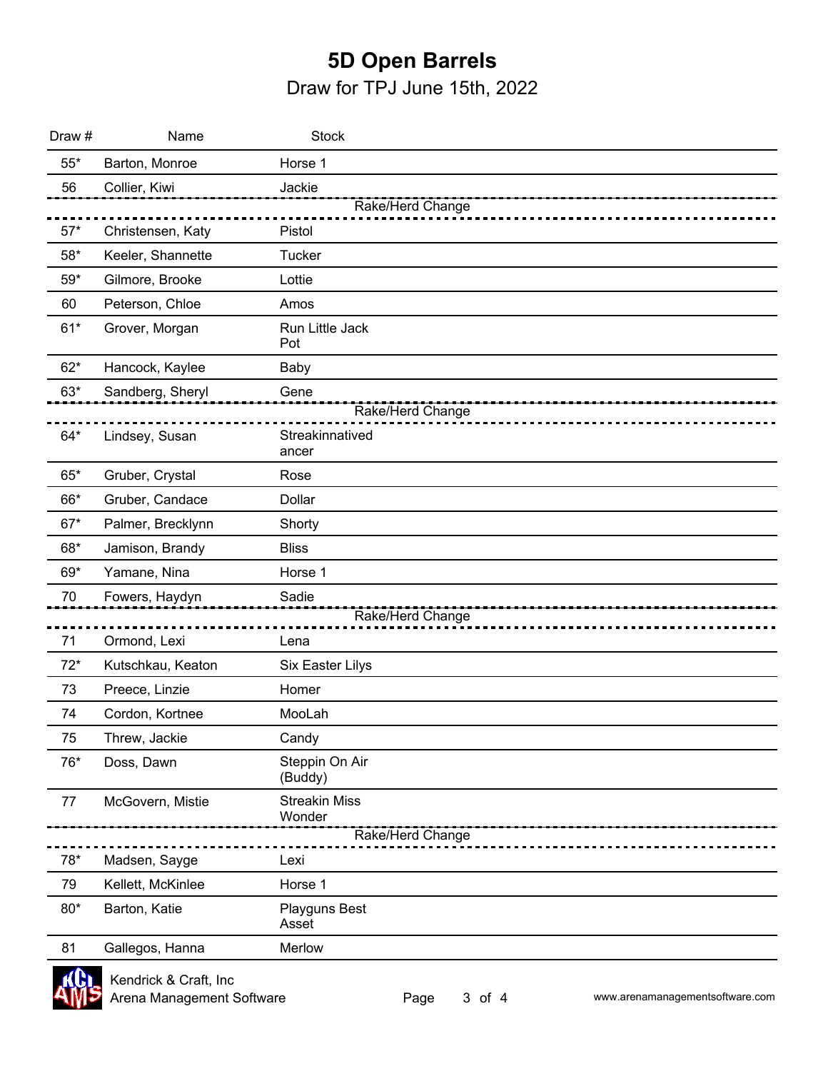# 5D Open Barrels

## Draw for TPJ June 15th, 2022

| Draw # | Name | Stock |
|---|---|---|
| 55* | Barton, Monroe | Horse 1 |
| 56 | Collier, Kiwi | Jackie |
| | | Rake/Herd Change |
| 57* | Christensen, Katy | Pistol |
| 58* | Keeler, Shannette | Tucker |
| 59* | Gilmore, Brooke | Lottie |
| 60 | Peterson, Chloe | Amos |
| 61* | Grover, Morgan | Run Little Jack Pot |
| 62* | Hancock, Kaylee | Baby |
| 63* | Sandberg, Sheryl | Gene |
| | | Rake/Herd Change |
| 64* | Lindsey, Susan | Streakinnatived ancer |
| 65* | Gruber, Crystal | Rose |
| 66* | Gruber, Candace | Dollar |
| 67* | Palmer, Brecklynn | Shorty |
| 68* | Jamison, Brandy | Bliss |
| 69* | Yamane, Nina | Horse 1 |
| 70 | Fowers, Haydyn | Sadie |
| | | Rake/Herd Change |
| 71 | Ormond, Lexi | Lena |
| 72* | Kutschkau, Keaton | Six Easter Lilys |
| 73 | Preece, Linzie | Homer |
| 74 | Cordon, Kortnee | MooLah |
| 75 | Threw, Jackie | Candy |
| 76* | Doss, Dawn | Steppin On Air (Buddy) |
| 77 | McGovern, Mistie | Streakin Miss Wonder |
| | | Rake/Herd Change |
| 78* | Madsen, Sayge | Lexi |
| 79 | Kellett, McKinlee | Horse 1 |
| 80* | Barton, Katie | Playguns Best Asset |
| 81 | Gallegos, Hanna | Merlow |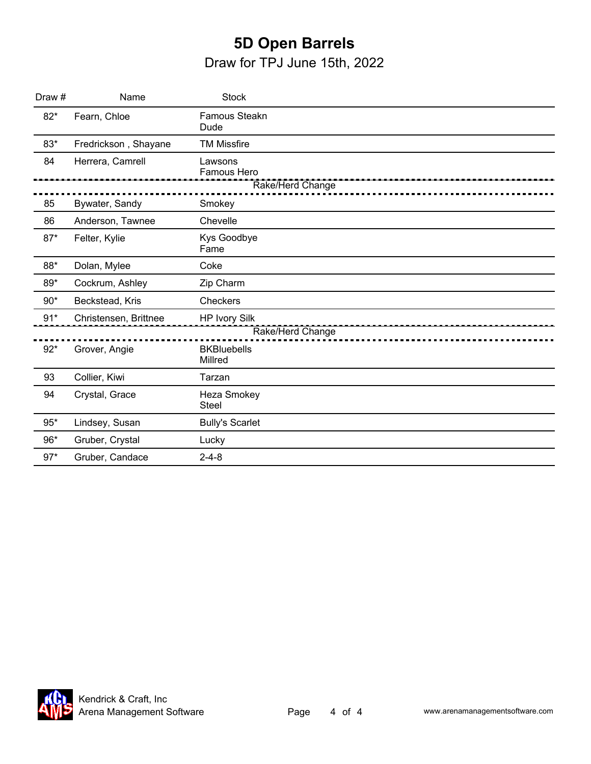# 5D Open Barrels

## Draw for TPJ June 15th, 2022

| Draw # | Name | Stock |
|---|---|---|
| 82* | Fearn, Chloe | Famous Steakn Dude |
| 83* | Fredrickson , Shayane | TM Missfire |
| 84 | Herrera, Camrell | Lawsons Famous Hero |
| | | Rake/Herd Change |
| 85 | Bywater, Sandy | Smokey |
| 86 | Anderson, Tawnee | Chevelle |
| 87* | Felter, Kylie | Kys Goodbye Fame |
| 88* | Dolan, Mylee | Coke |
| 89* | Cockrum, Ashley | Zip Charm |
| 90* | Beckstead, Kris | Checkers |
| 91* | Christensen, Brittnee | HP Ivory Silk |
| | | Rake/Herd Change |
| 92* | Grover, Angie | BKBluebells Millred |
| 93 | Collier, Kiwi | Tarzan |
| 94 | Crystal, Grace | Heza Smokey Steel |
| 95* | Lindsey, Susan | Bully's Scarlet |
| 96* | Gruber, Crystal | Lucky |
| 97* | Gruber, Candace | 2-4-8 |

Kendrick & Craft, Inc
Arena Management Software

www.arenamanagementsoftware.com